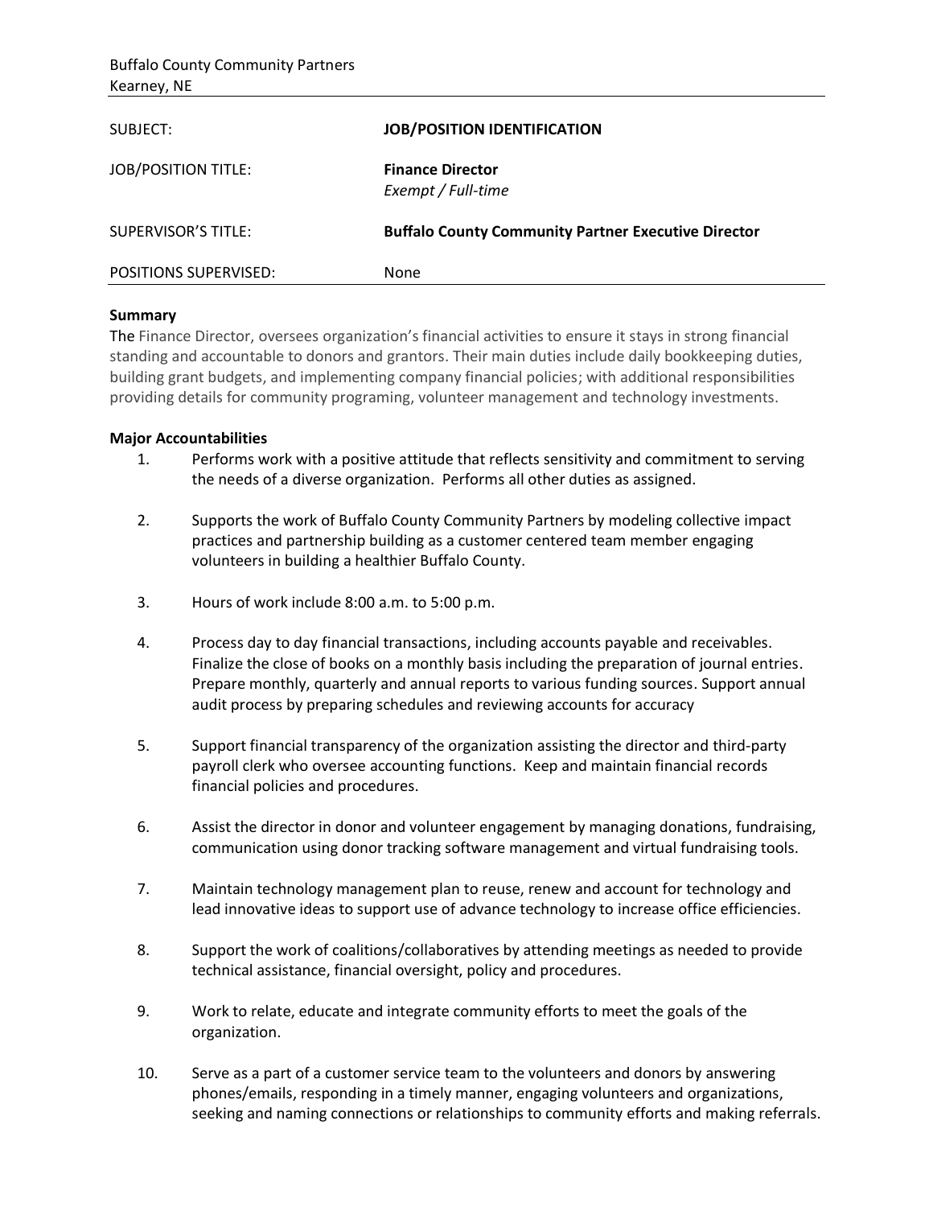Buffalo County Community Partners
Kearney, NE

| SUBJECT: | **JOB/POSITION IDENTIFICATION** |
|---|---|
| JOB/POSITION TITLE: | **Finance Director** *Exempt / Full-time* |
| SUPERVISOR'S TITLE: | **Buffalo County Community Partner Executive Director** |
| POSITIONS SUPERVISED: | None |

**Summary**

The Finance Director, oversees organization's financial activities to ensure it stays in strong financial standing and accountable to donors and grantors. Their main duties include daily bookkeeping duties, building grant budgets, and implementing company financial policies; with additional responsibilities providing details for community programing, volunteer management and technology investments.

**Major Accountabilities**

1. Performs work with a positive attitude that reflects sensitivity and commitment to serving the needs of a diverse organization. Performs all other duties as assigned.

2. Supports the work of Buffalo County Community Partners by modeling collective impact practices and partnership building as a customer centered team member engaging volunteers in building a healthier Buffalo County.

3. Hours of work include 8:00 a.m. to 5:00 p.m.

4. Process day to day financial transactions, including accounts payable and receivables. Finalize the close of books on a monthly basis including the preparation of journal entries. Prepare monthly, quarterly and annual reports to various funding sources. Support annual audit process by preparing schedules and reviewing accounts for accuracy

5. Support financial transparency of the organization assisting the director and third-party payroll clerk who oversee accounting functions. Keep and maintain financial records financial policies and procedures.

6. Assist the director in donor and volunteer engagement by managing donations, fundraising, communication using donor tracking software management and virtual fundraising tools.

7. Maintain technology management plan to reuse, renew and account for technology and lead innovative ideas to support use of advance technology to increase office efficiencies.

8. Support the work of coalitions/collaboratives by attending meetings as needed to provide technical assistance, financial oversight, policy and procedures.

9. Work to relate, educate and integrate community efforts to meet the goals of the organization.

10. Serve as a part of a customer service team to the volunteers and donors by answering phones/emails, responding in a timely manner, engaging volunteers and organizations, seeking and naming connections or relationships to community efforts and making referrals.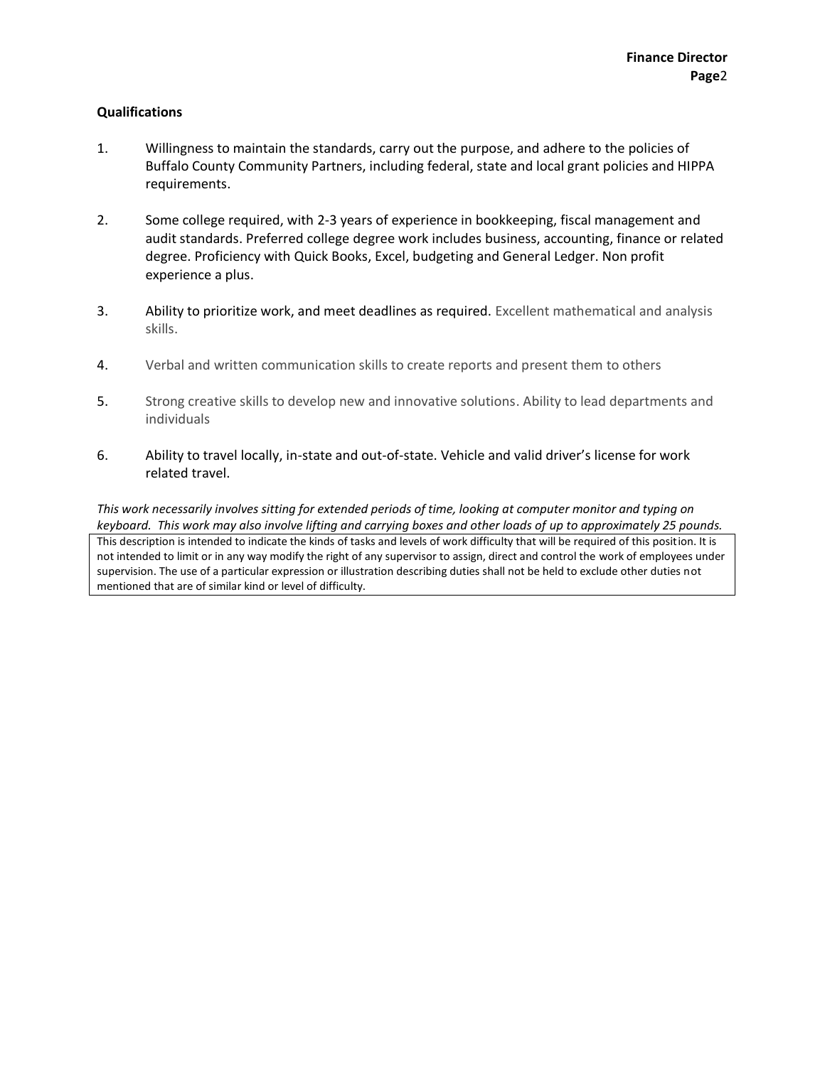**Qualifications**

1. Willingness to maintain the standards, carry out the purpose, and adhere to the policies of Buffalo County Community Partners, including federal, state and local grant policies and HIPPA requirements.

2. Some college required, with 2-3 years of experience in bookkeeping, fiscal management and audit standards. Preferred college degree work includes business, accounting, finance or related degree. Proficiency with Quick Books, Excel, budgeting and General Ledger. Non profit experience a plus.

3. Ability to prioritize work, and meet deadlines as required. Excellent mathematical and analysis skills.

4. Verbal and written communication skills to create reports and present them to others

5. Strong creative skills to develop new and innovative solutions. Ability to lead departments and individuals

6. Ability to travel locally, in-state and out-of-state. Vehicle and valid driver's license for work related travel.

*This work necessarily involves sitting for extended periods of time, looking at computer monitor and typing on keyboard. This work may also involve lifting and carrying boxes and other loads of up to approximately 25 pounds.*

This description is intended to indicate the kinds of tasks and levels of work difficulty that will be required of this position. It is not intended to limit or in any way modify the right of any supervisor to assign, direct and control the work of employees under supervision. The use of a particular expression or illustration describing duties shall not be held to exclude other duties not mentioned that are of similar kind or level of difficulty.